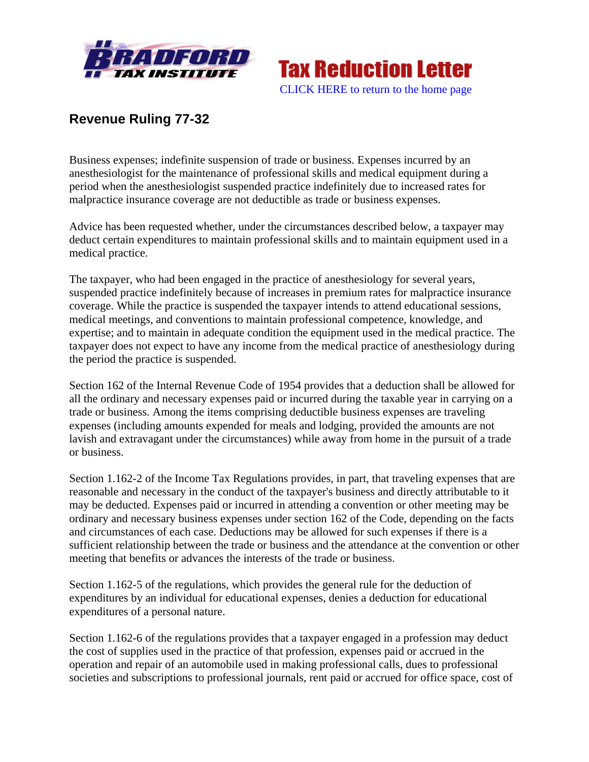# Revenue Ruling 77-32

Business expenses; indefinite suspension of trade or business. Expenses incurred by an anesthesiologist for the maintenance of professional skills and medical equipment during a period when the anesthesiologist suspended practice indefinitely due to increased rates for malpractice insurance coverage are not deductible as trade or business expenses.

Advice has been requested whether, under the circumstances described below, a taxpayer may deduct certain expenditures to maintain professional skills and to maintain equipment used in a medical practice.

The taxpayer, who had been engaged in the practice of anesthesiology for several years, suspended practice indefinitely because of increases in premium rates for malpractice insurance coverage. While the practice is suspended the taxpayer intends to attend educational sessions, medical meetings, and conventions to maintain professional competence, knowledge, and expertise; and to maintain in adequate condition the equipment used in the medical practice. The taxpayer does not expect to have any income from the medical practice of anesthesiology during the period the practice is suspended.

Section 162 of the Internal Revenue Code of 1954 provides that a deduction shall be allowed for all the ordinary and necessary expenses paid or incurred during the taxable year in carrying on a trade or business. Among the items comprising deductible business expenses are traveling expenses (including amounts expended for meals and lodging, provided the amounts are not lavish and extravagant under the circumstances) while away from home in the pursuit of a trade or business.

Section 1.162-2 of the Income Tax Regulations provides, in part, that traveling expenses that are reasonable and necessary in the conduct of the taxpayer's business and directly attributable to it may be deducted. Expenses paid or incurred in attending a convention or other meeting may be ordinary and necessary business expenses under section 162 of the Code, depending on the facts and circumstances of each case. Deductions may be allowed for such expenses if there is a sufficient relationship between the trade or business and the attendance at the convention or other meeting that benefits or advances the interests of the trade or business.

Section 1.162-5 of the regulations, which provides the general rule for the deduction of expenditures by an individual for educational expenses, denies a deduction for educational expenditures of a personal nature.

Section 1.162-6 of the regulations provides that a taxpayer engaged in a profession may deduct the cost of supplies used in the practice of that profession, expenses paid or accrued in the operation and repair of an automobile used in making professional calls, dues to professional societies and subscriptions to professional journals, rent paid or accrued for office space, cost of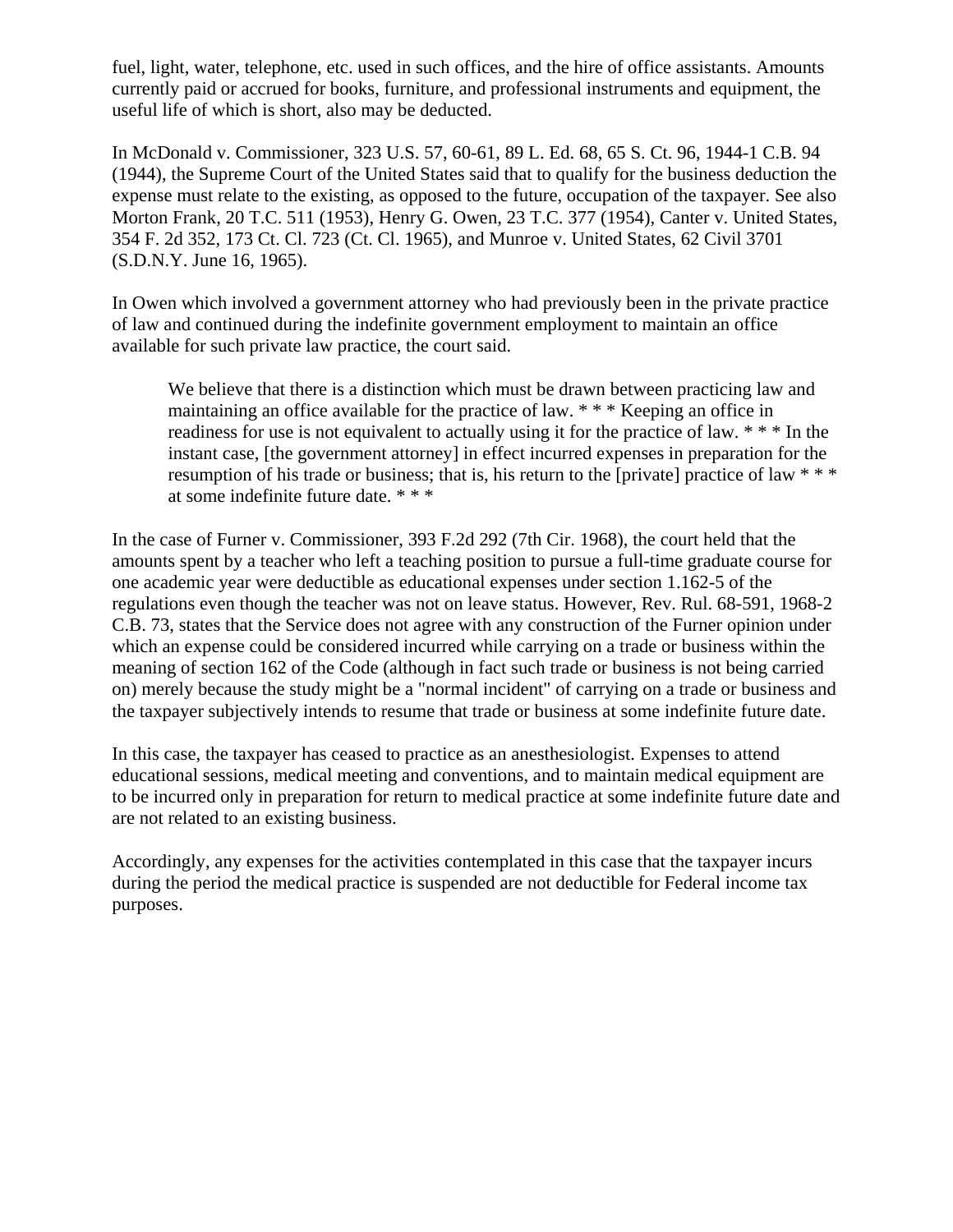fuel, light, water, telephone, etc. used in such offices, and the hire of office assistants. Amounts currently paid or accrued for books, furniture, and professional instruments and equipment, the useful life of which is short, also may be deducted.

In McDonald v. Commissioner, 323 U.S. 57, 60-61, 89 L. Ed. 68, 65 S. Ct. 96, 1944-1 C.B. 94 (1944), the Supreme Court of the United States said that to qualify for the business deduction the expense must relate to the existing, as opposed to the future, occupation of the taxpayer. See also Morton Frank, 20 T.C. 511 (1953), Henry G. Owen, 23 T.C. 377 (1954), Canter v. United States, 354 F. 2d 352, 173 Ct. Cl. 723 (Ct. Cl. 1965), and Munroe v. United States, 62 Civil 3701 (S.D.N.Y. June 16, 1965).

In Owen which involved a government attorney who had previously been in the private practice of law and continued during the indefinite government employment to maintain an office available for such private law practice, the court said.

> We believe that there is a distinction which must be drawn between practicing law and maintaining an office available for the practice of law. * * * Keeping an office in readiness for use is not equivalent to actually using it for the practice of law. * * * In the instant case, [the government attorney] in effect incurred expenses in preparation for the resumption of his trade or business; that is, his return to the [private] practice of law * * * at some indefinite future date. * * *

In the case of Furner v. Commissioner, 393 F.2d 292 (7th Cir. 1968), the court held that the amounts spent by a teacher who left a teaching position to pursue a full-time graduate course for one academic year were deductible as educational expenses under section 1.162-5 of the regulations even though the teacher was not on leave status. However, Rev. Rul. 68-591, 1968-2 C.B. 73, states that the Service does not agree with any construction of the Furner opinion under which an expense could be considered incurred while carrying on a trade or business within the meaning of section 162 of the Code (although in fact such trade or business is not being carried on) merely because the study might be a "normal incident" of carrying on a trade or business and the taxpayer subjectively intends to resume that trade or business at some indefinite future date.

In this case, the taxpayer has ceased to practice as an anesthesiologist. Expenses to attend educational sessions, medical meeting and conventions, and to maintain medical equipment are to be incurred only in preparation for return to medical practice at some indefinite future date and are not related to an existing business.

Accordingly, any expenses for the activities contemplated in this case that the taxpayer incurs during the period the medical practice is suspended are not deductible for Federal income tax purposes.